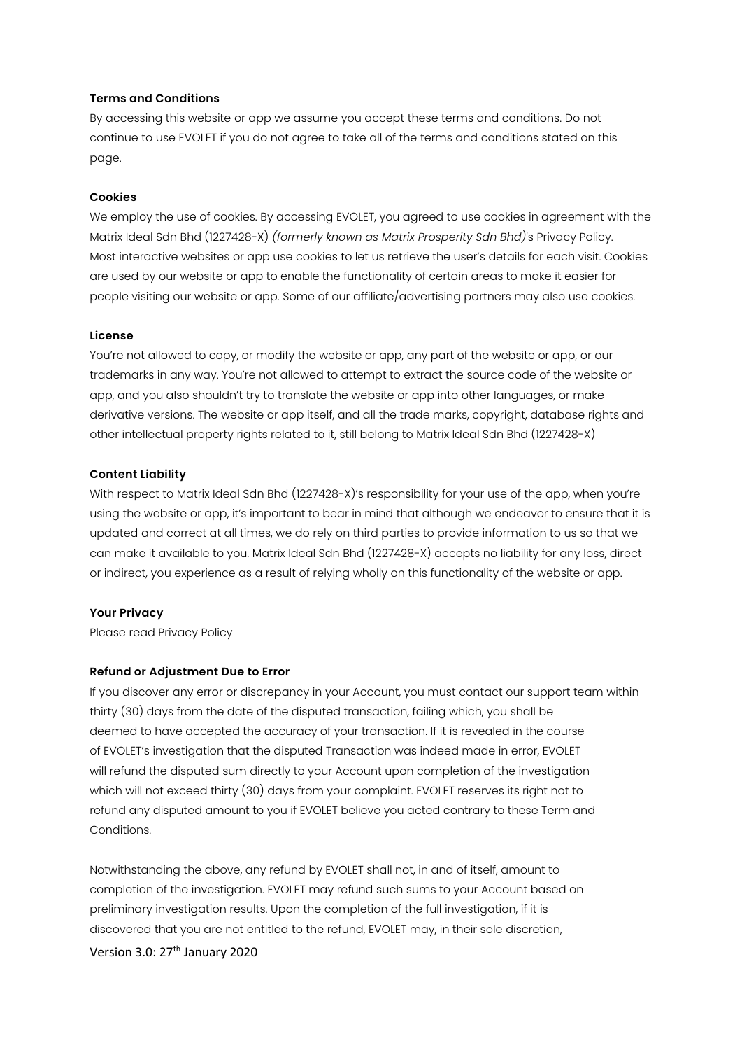**Terms and Conditions**

By accessing this website or app we assume you accept these terms and conditions. Do not continue to use EVOLET if you do not agree to take all of the terms and conditions stated on this page.

**Cookies**

We employ the use of cookies. By accessing EVOLET, you agreed to use cookies in agreement with the Matrix Ideal Sdn Bhd (1227428-X) *(formerly known as Matrix Prosperity Sdn Bhd)*'s Privacy Policy. Most interactive websites or app use cookies to let us retrieve the user's details for each visit. Cookies are used by our website or app to enable the functionality of certain areas to make it easier for people visiting our website or app. Some of our affiliate/advertising partners may also use cookies.

**License**

You're not allowed to copy, or modify the website or app, any part of the website or app, or our trademarks in any way. You're not allowed to attempt to extract the source code of the website or app, and you also shouldn't try to translate the website or app into other languages, or make derivative versions. The website or app itself, and all the trade marks, copyright, database rights and other intellectual property rights related to it, still belong to Matrix Ideal Sdn Bhd (1227428-X)

**Content Liability**

With respect to Matrix Ideal Sdn Bhd (1227428-X)'s responsibility for your use of the app, when you're using the website or app, it's important to bear in mind that although we endeavor to ensure that it is updated and correct at all times, we do rely on third parties to provide information to us so that we can make it available to you. Matrix Ideal Sdn Bhd (1227428-X) accepts no liability for any loss, direct or indirect, you experience as a result of relying wholly on this functionality of the website or app.

**Your Privacy**

Please read Privacy Policy

**Refund or Adjustment Due to Error**

If you discover any error or discrepancy in your Account, you must contact our support team within thirty (30) days from the date of the disputed transaction, failing which, you shall be deemed to have accepted the accuracy of your transaction. If it is revealed in the course of EVOLET's investigation that the disputed Transaction was indeed made in error, EVOLET will refund the disputed sum directly to your Account upon completion of the investigation which will not exceed thirty (30) days from your complaint. EVOLET reserves its right not to refund any disputed amount to you if EVOLET believe you acted contrary to these Term and Conditions.

Notwithstanding the above, any refund by EVOLET shall not, in and of itself, amount to completion of the investigation. EVOLET may refund such sums to your Account based on preliminary investigation results. Upon the completion of the full investigation, if it is discovered that you are not entitled to the refund, EVOLET may, in their sole discretion,

Version 3.0: 27th January 2020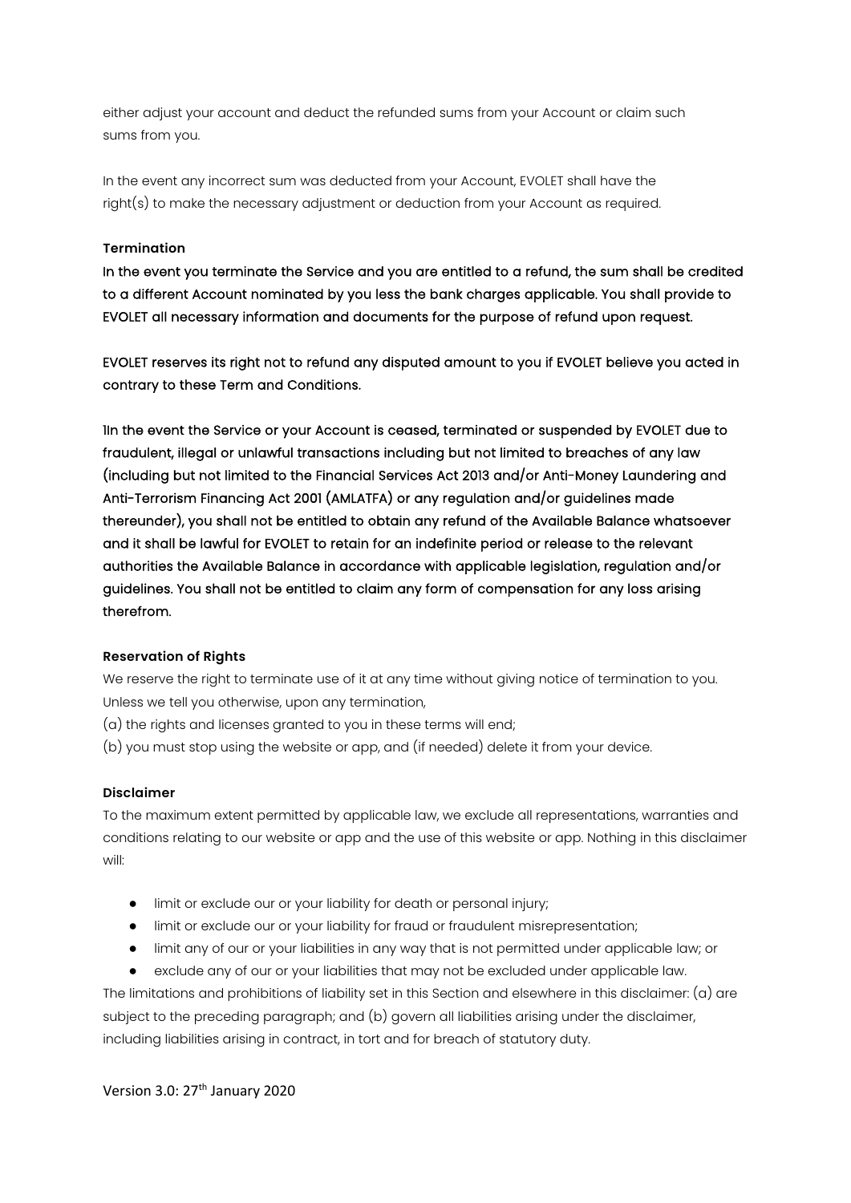either adjust your account and deduct the refunded sums from your Account or claim such sums from you.

In the event any incorrect sum was deducted from your Account, EVOLET shall have the right(s) to make the necessary adjustment or deduction from your Account as required.

**Termination**

In the event you terminate the Service and you are entitled to a refund, the sum shall be credited to a different Account nominated by you less the bank charges applicable. You shall provide to EVOLET all necessary information and documents for the purpose of refund upon request.

EVOLET reserves its right not to refund any disputed amount to you if EVOLET believe you acted in contrary to these Term and Conditions.

1In the event the Service or your Account is ceased, terminated or suspended by EVOLET due to fraudulent, illegal or unlawful transactions including but not limited to breaches of any law (including but not limited to the Financial Services Act 2013 and/or Anti-Money Laundering and Anti-Terrorism Financing Act 2001 (AMLATFA) or any regulation and/or guidelines made thereunder), you shall not be entitled to obtain any refund of the Available Balance whatsoever and it shall be lawful for EVOLET to retain for an indefinite period or release to the relevant authorities the Available Balance in accordance with applicable legislation, regulation and/or guidelines. You shall not be entitled to claim any form of compensation for any loss arising therefrom.

**Reservation of Rights**

We reserve the right to terminate use of it at any time without giving notice of termination to you. Unless we tell you otherwise, upon any termination,

(a) the rights and licenses granted to you in these terms will end;

(b) you must stop using the website or app, and (if needed) delete it from your device.

**Disclaimer**

To the maximum extent permitted by applicable law, we exclude all representations, warranties and conditions relating to our website or app and the use of this website or app. Nothing in this disclaimer will:

- limit or exclude our or your liability for death or personal injury;
- limit or exclude our or your liability for fraud or fraudulent misrepresentation;
- limit any of our or your liabilities in any way that is not permitted under applicable law; or
- exclude any of our or your liabilities that may not be excluded under applicable law.

The limitations and prohibitions of liability set in this Section and elsewhere in this disclaimer: (a) are subject to the preceding paragraph; and (b) govern all liabilities arising under the disclaimer, including liabilities arising in contract, in tort and for breach of statutory duty.

Version 3.0: 27th January 2020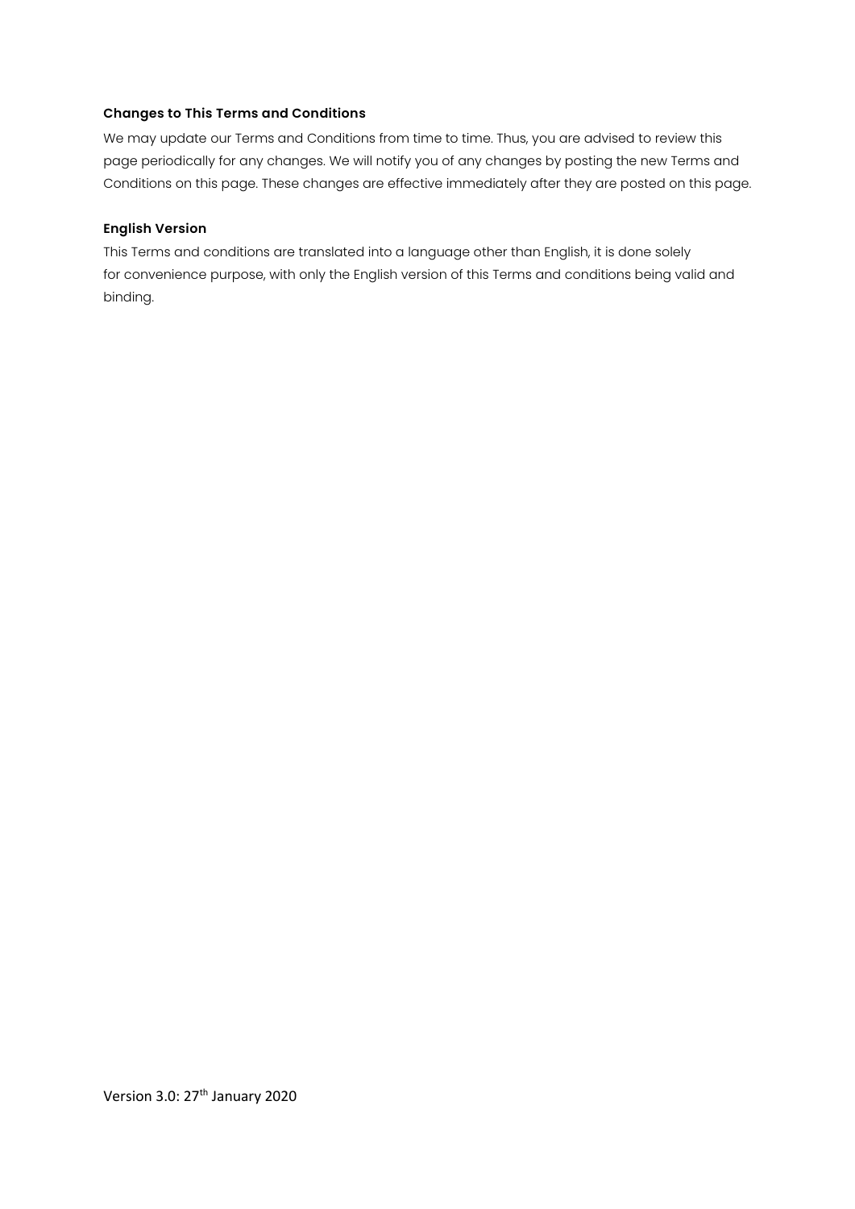### Changes to This Terms and Conditions

We may update our Terms and Conditions from time to time. Thus, you are advised to review this page periodically for any changes. We will notify you of any changes by posting the new Terms and Conditions on this page. These changes are effective immediately after they are posted on this page.

### English Version

This Terms and conditions are translated into a language other than English, it is done solely for convenience purpose, with only the English version of this Terms and conditions being valid and binding.

Version 3.0: 27th January 2020